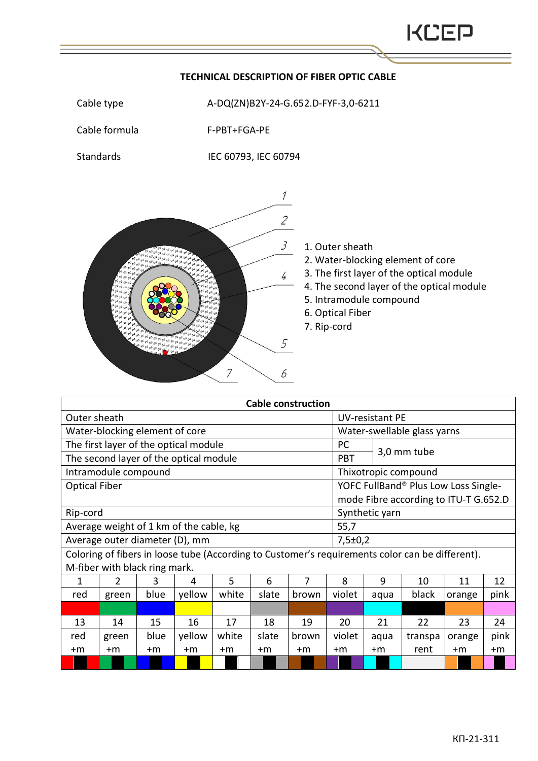# TECHNICAL DESCRIPTION OF FIBER OPTIC CABLE

| | |
|---|---|
| Cable type | A-DQ(ZN)B2Y-24-G.652.D-FYF-3,0-6211 |
| Cable formula | F-PBT+FGA-PE |
| Standards | IEC 60793, IEC 60794 |

1. Outer sheath
2. Water-blocking element of core
3. The first layer of the optical module
4. The second layer of the optical module
5. Intramodule compound
6. Optical Fiber
7. Rip-cord

| Cable construction | | |
|---|---|---|
| Outer sheath | UV-resistant PE | |
| Water-blocking element of core | Water-swellable glass yarns | |
| The first layer of the optical module | PC | 3,0 mm tube |
| The second layer of the optical module | PBT | |
| Intramodule compound | Thixotropic compound | |
| Optical Fiber | YOFC FullBand® Plus Low Loss Single-mode Fibre according to ITU-T G.652.D | |
| Rip-cord | Synthetic yarn | |
| Average weight of 1 km of the cable, kg | 55,7 | |
| Average outer diameter (D), mm | 7,5±0,2 | |

Coloring of fibers in loose tube (According to Customer's requirements color can be different). M-fiber with black ring mark.

| 1 | 2 | 3 | 4 | 5 | 6 | 7 | 8 | 9 | 10 | 11 | 12 |
|---|---|---|---|---|---|---|---|---|---|---|---|
| red | green | blue | yellow | white | slate | brown | violet | aqua | black | orange | pink |
| **13** | **14** | **15** | **16** | **17** | **18** | **19** | **20** | **21** | **22** | **23** | **24** |
| red +m | green +m | blue +m | yellow +m | white +m | slate +m | brown +m | violet +m | aqua +m | transparent | orange +m | pink +m |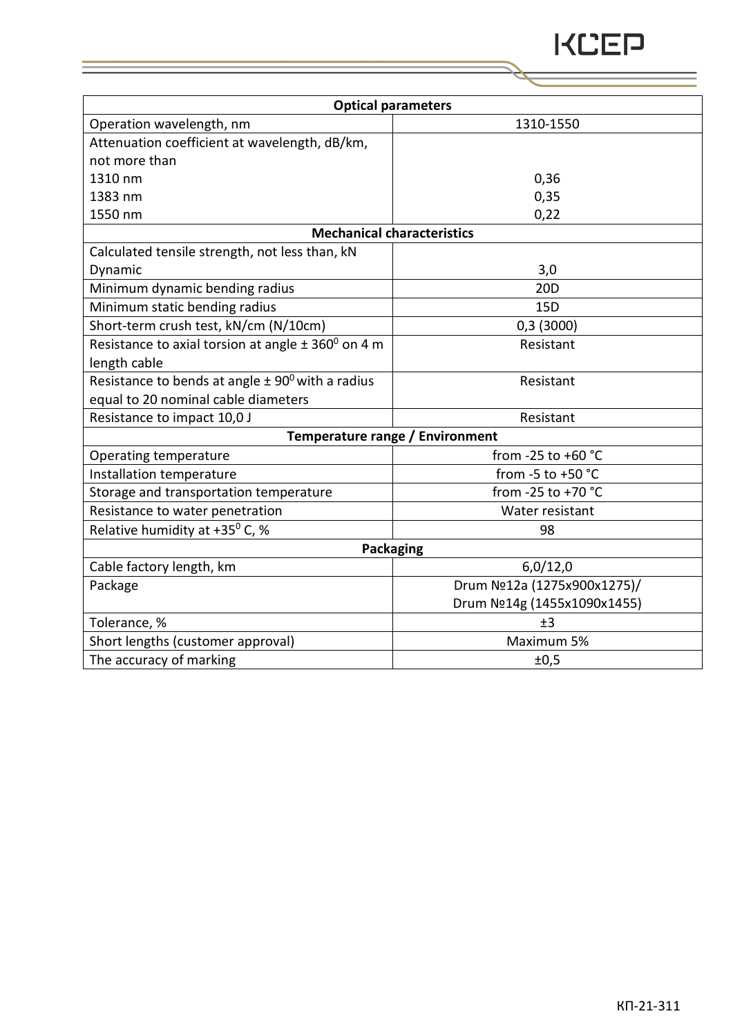| | |
|---|---|
| **Optical parameters** | |
| Operation wavelength, nm | 1310-1550 |
| Attenuation coefficient at wavelength, dB/km, not more than<br>1310 nm<br>1383 nm<br>1550 nm | <br><br>0,36<br>0,35<br>0,22 |
| **Mechanical characteristics** | |
| Calculated tensile strength, not less than, kN<br>Dynamic | <br>3,0 |
| Minimum dynamic bending radius | 20D |
| Minimum static bending radius | 15D |
| Short-term crush test, kN/cm (N/10cm) | 0,3 (3000) |
| Resistance to axial torsion at angle ± 360$^0$ on 4 m length cable | Resistant |
| Resistance to bends at angle ± 90$^0$ with a radius equal to 20 nominal cable diameters | Resistant |
| Resistance to impact 10,0 J | Resistant |
| **Temperature range / Environment** | |
| Operating temperature | from -25 to +60 °C |
| Installation temperature | from -5 to +50 °C |
| Storage and transportation temperature | from -25 to +70 °C |
| Resistance to water penetration | Water resistant |
| Relative humidity at +35$^0$ C, % | 98 |
| **Packaging** | |
| Cable factory length, km | 6,0/12,0 |
| Package | Drum №12a (1275x900x1275)/<br>Drum №14g (1455x1090x1455) |
| Tolerance, % | ±3 |
| Short lengths (customer approval) | Maximum 5% |
| The accuracy of marking | ±0,5 |

КП-21-311